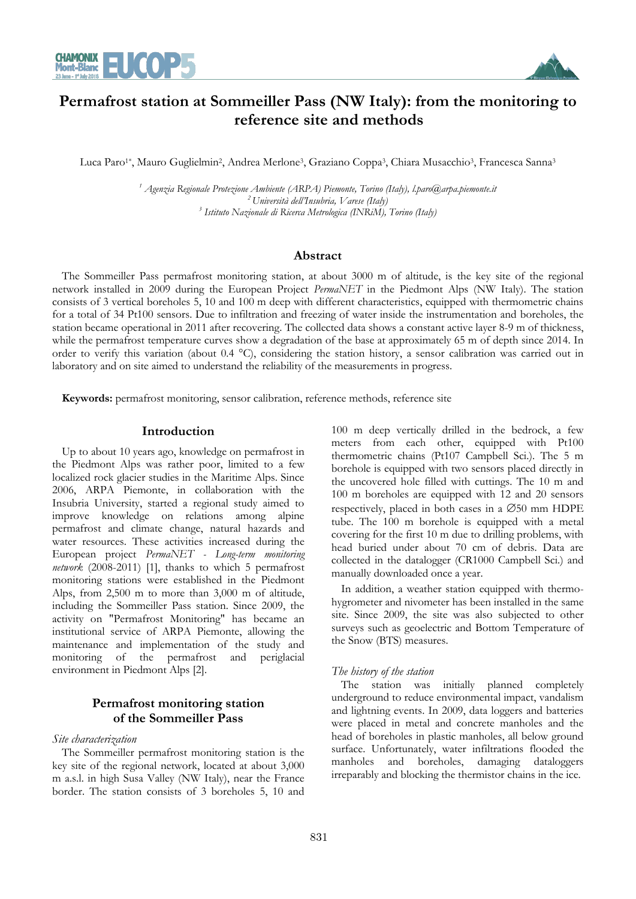# Permafrost station at Sommeiller Pass (NW Italy): from the monitoring to reference site and methods

Luca Paro[1*], Mauro Guglielmin[2], Andrea Merlone[3], Graziano Coppa[3], Chiara Musacchio[3], Francesca Sanna[3]

[1] *Agenzia Regionale Protezione Ambiente (ARPA) Piemonte, Torino (Italy), l.paro@arpa.piemonte.it*
[2] *Università dell'Insubria, Varese (Italy)*
[3] *Istituto Nazionale di Ricerca Metrologica (INRiM), Torino (Italy)*

## Abstract

The Sommeiller Pass permafrost monitoring station, at about 3000 m of altitude, is the key site of the regional network installed in 2009 during the European Project *PermaNET* in the Piedmont Alps (NW Italy). The station consists of 3 vertical boreholes 5, 10 and 100 m deep with different characteristics, equipped with thermometric chains for a total of 34 Pt100 sensors. Due to infiltration and freezing of water inside the instrumentation and boreholes, the station became operational in 2011 after recovering. The collected data shows a constant active layer 8-9 m of thickness, while the permafrost temperature curves show a degradation of the base at approximately 65 m of depth since 2014. In order to verify this variation (about 0.4 °C), considering the station history, a sensor calibration was carried out in laboratory and on site aimed to understand the reliability of the measurements in progress.

**Keywords:** permafrost monitoring, sensor calibration, reference methods, reference site

## Introduction

Up to about 10 years ago, knowledge on permafrost in the Piedmont Alps was rather poor, limited to a few localized rock glacier studies in the Maritime Alps. Since 2006, ARPA Piemonte, in collaboration with the Insubria University, started a regional study aimed to improve knowledge on relations among alpine permafrost and climate change, natural hazards and water resources. These activities increased during the European project *PermaNET - Long-term monitoring network* (2008-2011) [1], thanks to which 5 permafrost monitoring stations were established in the Piedmont Alps, from 2,500 m to more than 3,000 m of altitude, including the Sommeiller Pass station. Since 2009, the activity on "Permafrost Monitoring" has became an institutional service of ARPA Piemonte, allowing the maintenance and implementation of the study and monitoring of the permafrost and periglacial environment in Piedmont Alps [2].

## Permafrost monitoring station of the Sommeiller Pass

### *Site characterization*

The Sommeiller permafrost monitoring station is the key site of the regional network, located at about 3,000 m a.s.l. in high Susa Valley (NW Italy), near the France border. The station consists of 3 boreholes 5, 10 and 100 m deep vertically drilled in the bedrock, a few meters from each other, equipped with Pt100 thermometric chains (Pt107 Campbell Sci.). The 5 m borehole is equipped with two sensors placed directly in the uncovered hole filled with cuttings. The 10 m and 100 m boreholes are equipped with 12 and 20 sensors respectively, placed in both cases in a ∅50 mm HDPE tube. The 100 m borehole is equipped with a metal covering for the first 10 m due to drilling problems, with head buried under about 70 cm of debris. Data are collected in the datalogger (CR1000 Campbell Sci.) and manually downloaded once a year.

In addition, a weather station equipped with thermo-hygrometer and nivometer has been installed in the same site. Since 2009, the site was also subjected to other surveys such as geoelectric and Bottom Temperature of the Snow (BTS) measures.

### *The history of the station*

The station was initially planned completely underground to reduce environmental impact, vandalism and lightning events. In 2009, data loggers and batteries were placed in metal and concrete manholes and the head of boreholes in plastic manholes, all below ground surface. Unfortunately, water infiltrations flooded the manholes and boreholes, damaging dataloggers irreparably and blocking the thermistor chains in the ice.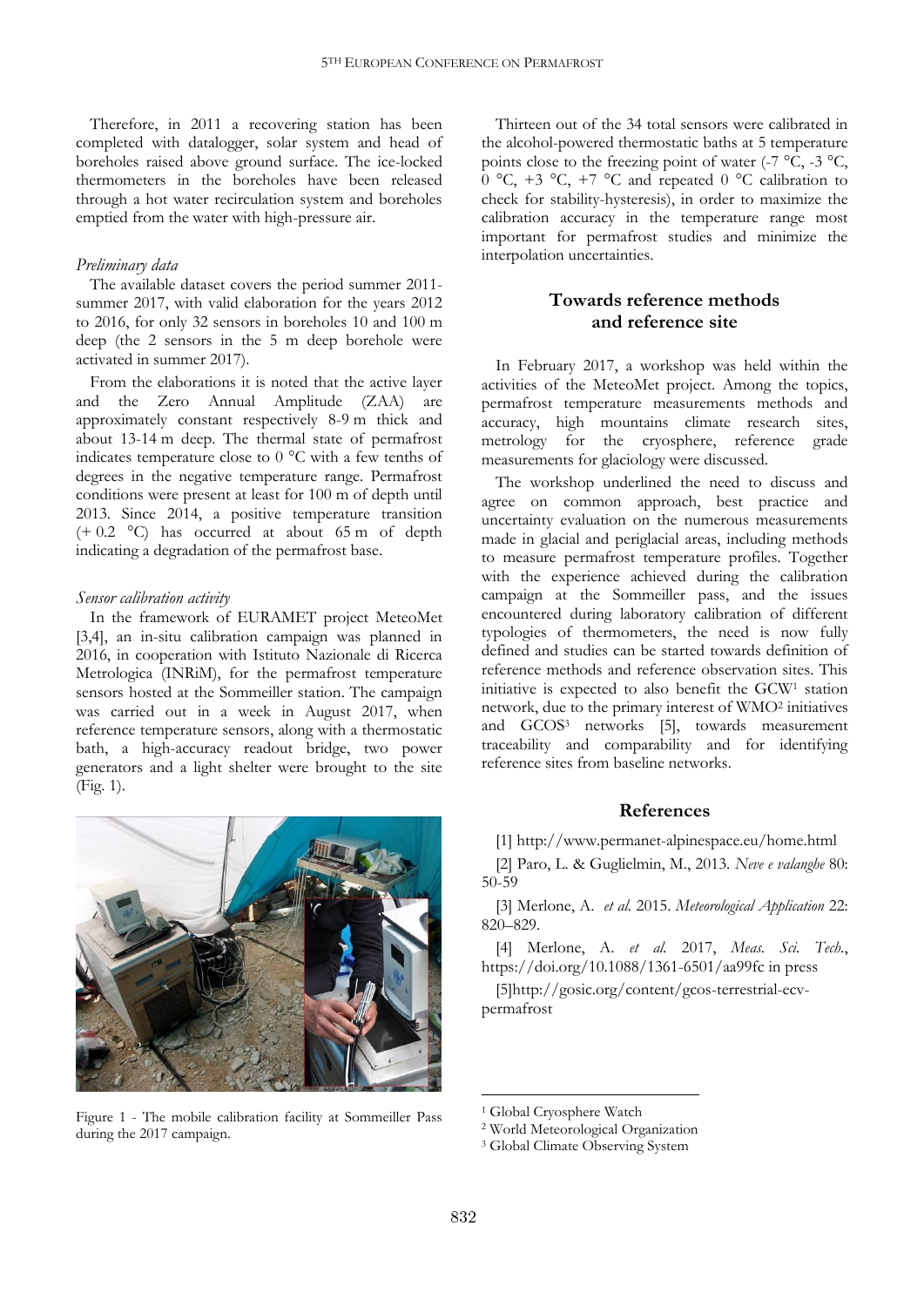Therefore, in 2011 a recovering station has been completed with datalogger, solar system and head of boreholes raised above ground surface. The ice-locked thermometers in the boreholes have been released through a hot water recirculation system and boreholes emptied from the water with high-pressure air.

*Preliminary data*

The available dataset covers the period summer 2011-summer 2017, with valid elaboration for the years 2012 to 2016, for only 32 sensors in boreholes 10 and 100 m deep (the 2 sensors in the 5 m deep borehole were activated in summer 2017).

From the elaborations it is noted that the active layer and the Zero Annual Amplitude (ZAA) are approximately constant respectively 8-9 m thick and about 13-14 m deep. The thermal state of permafrost indicates temperature close to 0 °C with a few tenths of degrees in the negative temperature range. Permafrost conditions were present at least for 100 m of depth until 2013. Since 2014, a positive temperature transition (+ 0.2 °C) has occurred at about 65 m of depth indicating a degradation of the permafrost base.

*Sensor calibration activity*

In the framework of EURAMET project MeteoMet [3,4], an in-situ calibration campaign was planned in 2016, in cooperation with Istituto Nazionale di Ricerca Metrologica (INRiM), for the permafrost temperature sensors hosted at the Sommeiller station. The campaign was carried out in a week in August 2017, when reference temperature sensors, along with a thermostatic bath, a high-accuracy readout bridge, two power generators and a light shelter were brought to the site (Fig. 1).

Figure 1 - The mobile calibration facility at Sommeiller Pass during the 2017 campaign.

Thirteen out of the 34 total sensors were calibrated in the alcohol-powered thermostatic baths at 5 temperature points close to the freezing point of water (-7 °C, -3 °C, 0 °C, +3 °C, +7 °C and repeated 0 °C calibration to check for stability-hysteresis), in order to maximize the calibration accuracy in the temperature range most important for permafrost studies and minimize the interpolation uncertainties.

## Towards reference methods and reference site

In February 2017, a workshop was held within the activities of the MeteoMet project. Among the topics, permafrost temperature measurements methods and accuracy, high mountains climate research sites, metrology for the cryosphere, reference grade measurements for glaciology were discussed.

The workshop underlined the need to discuss and agree on common approach, best practice and uncertainty evaluation on the numerous measurements made in glacial and periglacial areas, including methods to measure permafrost temperature profiles. Together with the experience achieved during the calibration campaign at the Sommeiller pass, and the issues encountered during laboratory calibration of different typologies of thermometers, the need is now fully defined and studies can be started towards definition of reference methods and reference observation sites. This initiative is expected to also benefit the GCW[1] station network, due to the primary interest of WMO[2] initiatives and GCOS[3] networks [5], towards measurement traceability and comparability and for identifying reference sites from baseline networks.

## References

[1] http://www.permanet-alpinespace.eu/home.html

[2] Paro, L. & Guglielmin, M., 2013. *Neve e valanghe* 80: 50-59

[3] Merlone, A. *et al.* 2015. *Meteorological Application* 22: 820–829.

[4] Merlone, A. *et al.* 2017, *Meas. Sci. Tech.*, https://doi.org/10.1088/1361-6501/aa99fc in press

[5]http://gosic.org/content/gcos-terrestrial-ecv-permafrost

[1] Global Cryosphere Watch
[2] World Meteorological Organization
[3] Global Climate Observing System